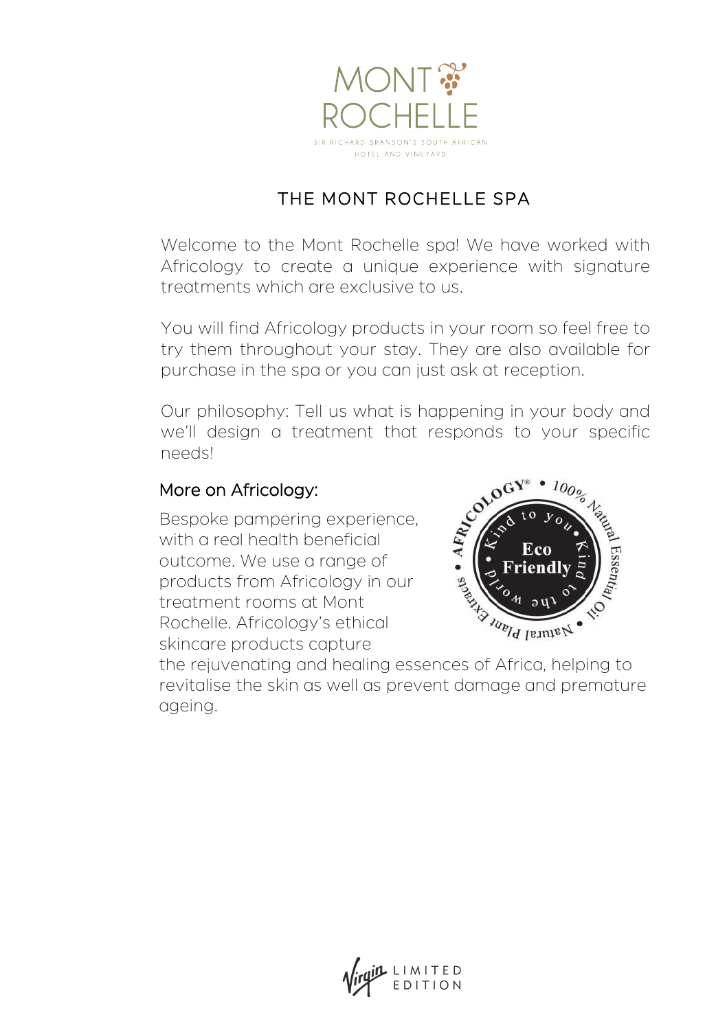# MONT ROCHELLE

SIR RICHARD BRANSON'S SOUTH AFRICAN HOTEL AND VINEYARD

## THE MONT ROCHELLE SPA

Welcome to the Mont Rochelle spa! We have worked with Africology to create a unique experience with signature treatments which are exclusive to us.

You will find Africology products in your room so feel free to try them throughout your stay. They are also available for purchase in the spa or you can just ask at reception.

Our philosophy: Tell us what is happening in your body and we'll design a treatment that responds to your specific needs!

### More on Africology:

Bespoke pampering experience, with a real health beneficial outcome. We use a range of products from Africology in our treatment rooms at Mont Rochelle. Africology's ethical skincare products capture the rejuvenating and healing essences of Africa, helping to revitalise the skin as well as prevent damage and premature ageing.

AFRICOLOGY® • 100% Natural Essential Oil • Natural Plant Extracts • Kind to you • Kind to the world • Eco Friendly

Virgin LIMITED EDITION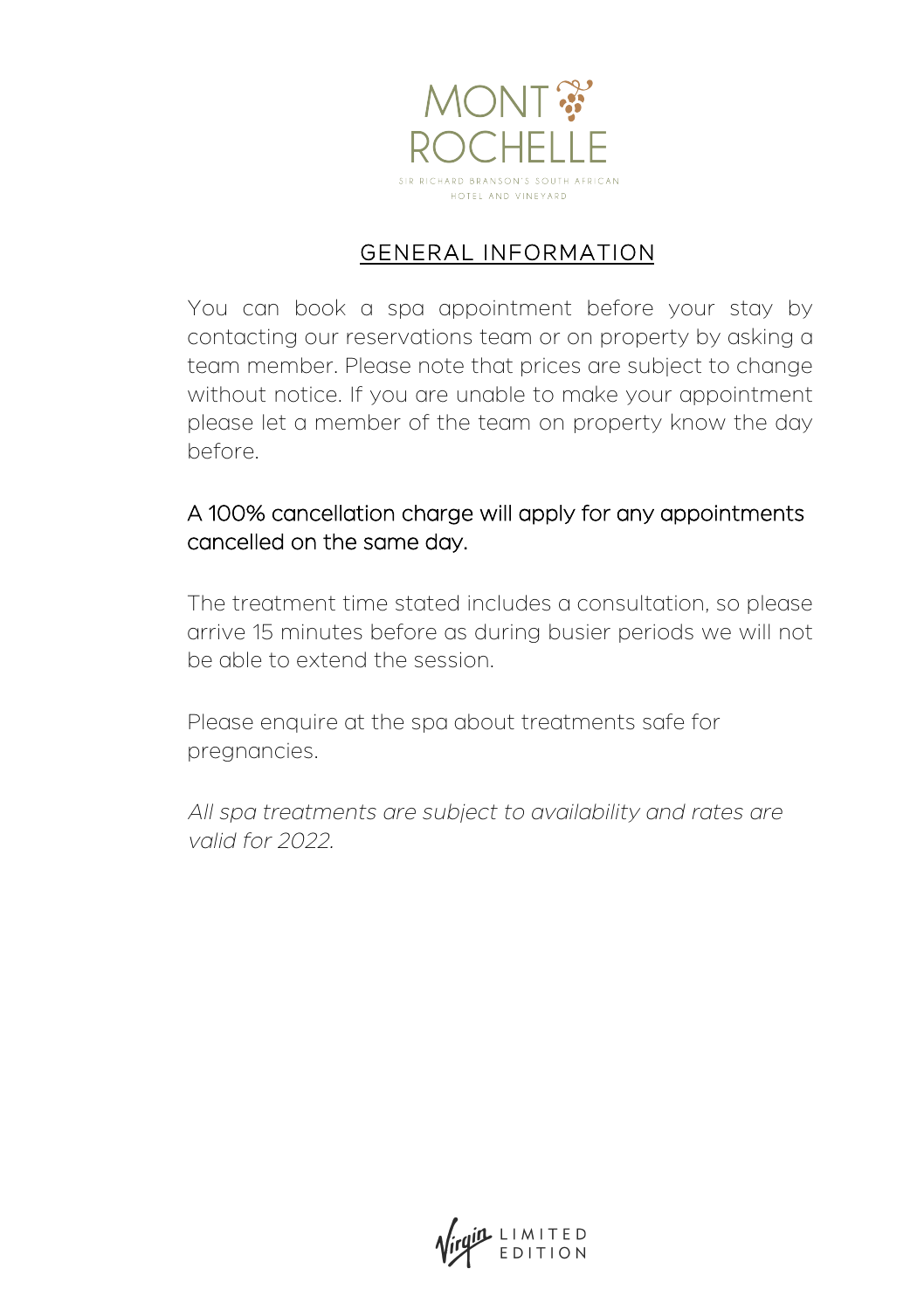MONT ROCHELLE

SIR RICHARD BRANSON'S SOUTH AFRICAN HOTEL AND VINEYARD

## GENERAL INFORMATION

You can book a spa appointment before your stay by contacting our reservations team or on property by asking a team member. Please note that prices are subject to change without notice. If you are unable to make your appointment please let a member of the team on property know the day before.

A 100% cancellation charge will apply for any appointments cancelled on the same day.

The treatment time stated includes a consultation, so please arrive 15 minutes before as during busier periods we will not be able to extend the session.

Please enquire at the spa about treatments safe for pregnancies.

*All spa treatments are subject to availability and rates are valid for 2022.*

Virgin LIMITED EDITION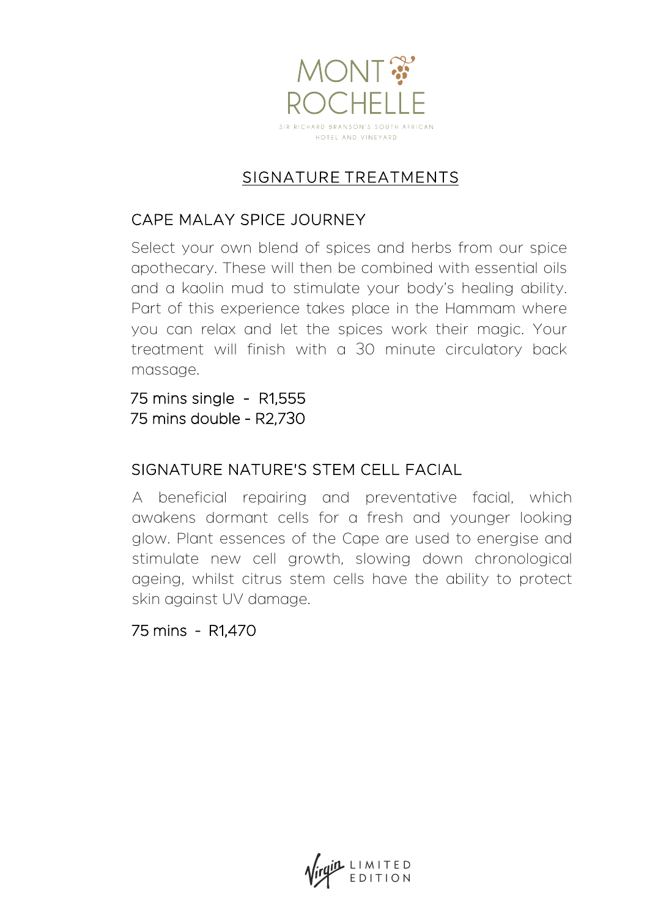# SIGNATURE TREATMENTS

## CAPE MALAY SPICE JOURNEY

Select your own blend of spices and herbs from our spice apothecary. These will then be combined with essential oils and a kaolin mud to stimulate your body's healing ability. Part of this experience takes place in the Hammam where you can relax and let the spices work their magic. Your treatment will finish with a 30 minute circulatory back massage.

75 mins single - R1,555
75 mins double - R2,730

## SIGNATURE NATURE'S STEM CELL FACIAL

A beneficial repairing and preventative facial, which awakens dormant cells for a fresh and younger looking glow. Plant essences of the Cape are used to energise and stimulate new cell growth, slowing down chronological ageing, whilst citrus stem cells have the ability to protect skin against UV damage.

75 mins - R1,470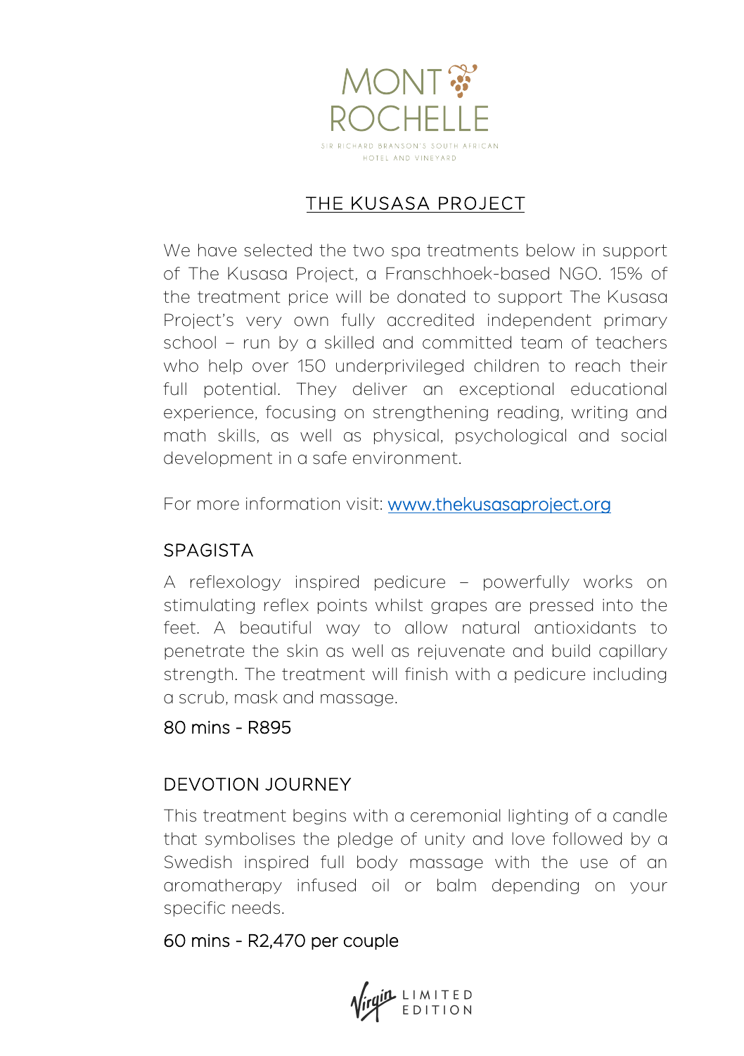MONT ROCHELLE

SIR RICHARD BRANSON'S SOUTH AFRICAN HOTEL AND VINEYARD

## THE KUSASA PROJECT

We have selected the two spa treatments below in support of The Kusasa Project, a Franschhoek-based NGO. 15% of the treatment price will be donated to support The Kusasa Project's very own fully accredited independent primary school – run by a skilled and committed team of teachers who help over 150 underprivileged children to reach their full potential. They deliver an exceptional educational experience, focusing on strengthening reading, writing and math skills, as well as physical, psychological and social development in a safe environment.

For more information visit: [www.thekusasaproject.org](http://www.thekusasaproject.org)

### SPAGISTA

A reflexology inspired pedicure – powerfully works on stimulating reflex points whilst grapes are pressed into the feet. A beautiful way to allow natural antioxidants to penetrate the skin as well as rejuvenate and build capillary strength. The treatment will finish with a pedicure including a scrub, mask and massage.

80 mins - R895

### DEVOTION JOURNEY

This treatment begins with a ceremonial lighting of a candle that symbolises the pledge of unity and love followed by a Swedish inspired full body massage with the use of an aromatherapy infused oil or balm depending on your specific needs.

60 mins - R2,470 per couple

Virgin LIMITED EDITION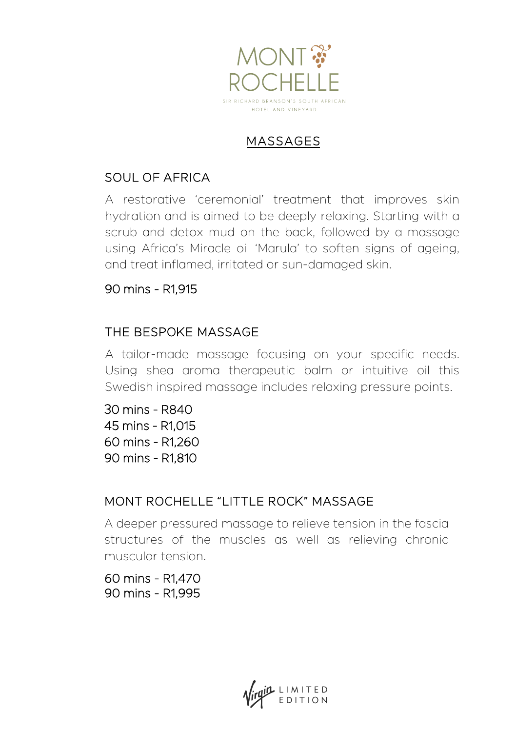# MASSAGES

## SOUL OF AFRICA

A restorative 'ceremonial' treatment that improves skin hydration and is aimed to be deeply relaxing. Starting with a scrub and detox mud on the back, followed by a massage using Africa's Miracle oil 'Marula' to soften signs of ageing, and treat inflamed, irritated or sun-damaged skin.

90 mins - R1,915

## THE BESPOKE MASSAGE

A tailor-made massage focusing on your specific needs. Using shea aroma therapeutic balm or intuitive oil this Swedish inspired massage includes relaxing pressure points.

30 mins - R840
45 mins - R1,015
60 mins - R1,260
90 mins - R1,810

## MONT ROCHELLE "LITTLE ROCK" MASSAGE

A deeper pressured massage to relieve tension in the fascia structures of the muscles as well as relieving chronic muscular tension.

60 mins - R1,470
90 mins - R1,995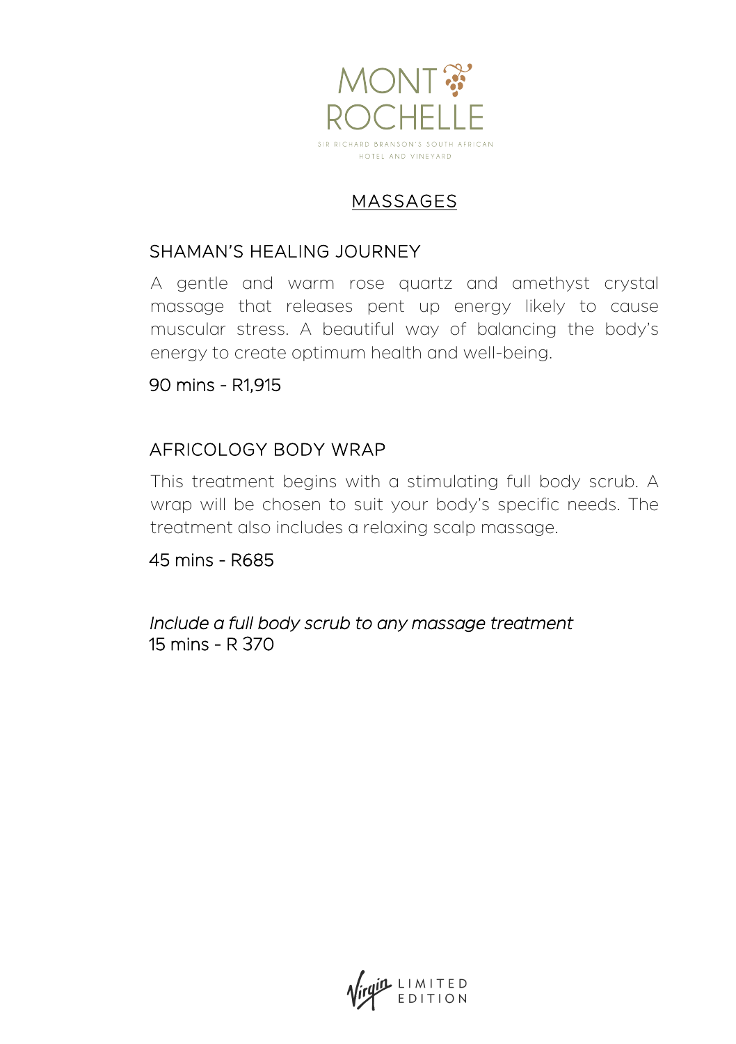# MONT ROCHELLE

SIR RICHARD BRANSON'S SOUTH AFRICAN HOTEL AND VINEYARD

## MASSAGES

### SHAMAN'S HEALING JOURNEY

A gentle and warm rose quartz and amethyst crystal massage that releases pent up energy likely to cause muscular stress. A beautiful way of balancing the body's energy to create optimum health and well-being.

90 mins - R1,915

### AFRICOLOGY BODY WRAP

This treatment begins with a stimulating full body scrub. A wrap will be chosen to suit your body's specific needs. The treatment also includes a relaxing scalp massage.

45 mins - R685

*Include a full body scrub to any massage treatment*
15 mins - R 370

Virgin LIMITED EDITION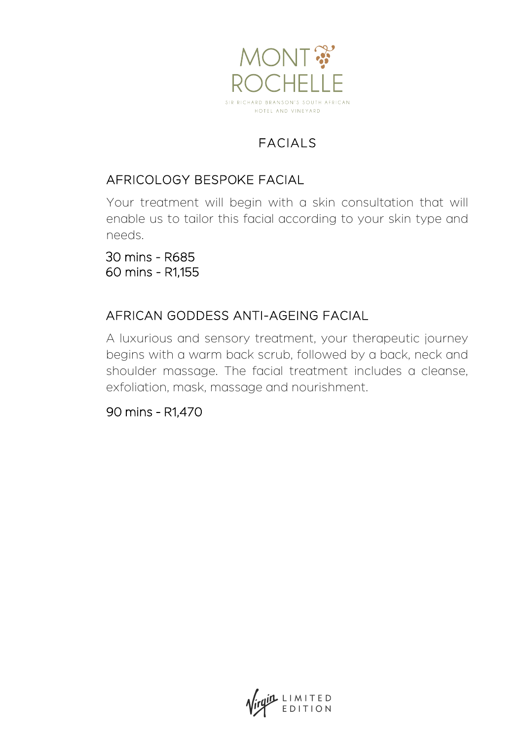# FACIALS

## AFRICOLOGY BESPOKE FACIAL

Your treatment will begin with a skin consultation that will enable us to tailor this facial according to your skin type and needs.

30 mins - R685
60 mins - R1,155

## AFRICAN GODDESS ANTI-AGEING FACIAL

A luxurious and sensory treatment, your therapeutic journey begins with a warm back scrub, followed by a back, neck and shoulder massage. The facial treatment includes a cleanse, exfoliation, mask, massage and nourishment.

90 mins - R1,470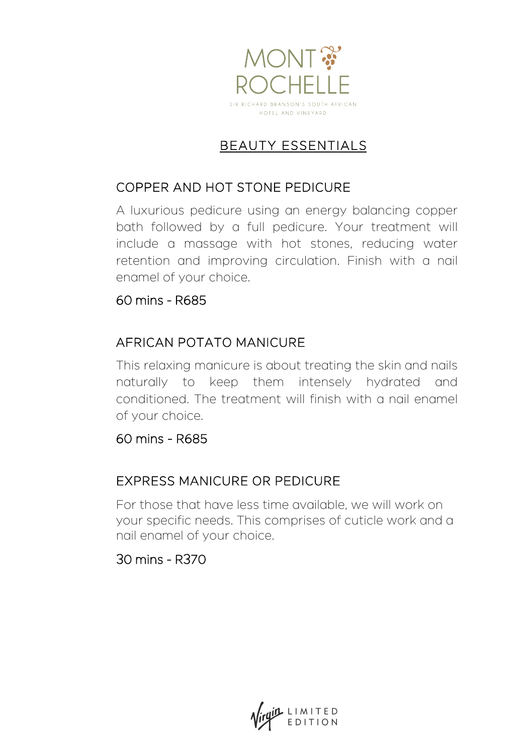MONT ROCHELLE

SIR RICHARD BRANSON'S SOUTH AFRICAN HOTEL AND VINEYARD

# BEAUTY ESSENTIALS

## COPPER AND HOT STONE PEDICURE

A luxurious pedicure using an energy balancing copper bath followed by a full pedicure. Your treatment will include a massage with hot stones, reducing water retention and improving circulation. Finish with a nail enamel of your choice.

60 mins - R685

## AFRICAN POTATO MANICURE

This relaxing manicure is about treating the skin and nails naturally to keep them intensely hydrated and conditioned. The treatment will finish with a nail enamel of your choice.

60 mins - R685

## EXPRESS MANICURE OR PEDICURE

For those that have less time available, we will work on your specific needs. This comprises of cuticle work and a nail enamel of your choice.

30 mins - R370

Virgin LIMITED EDITION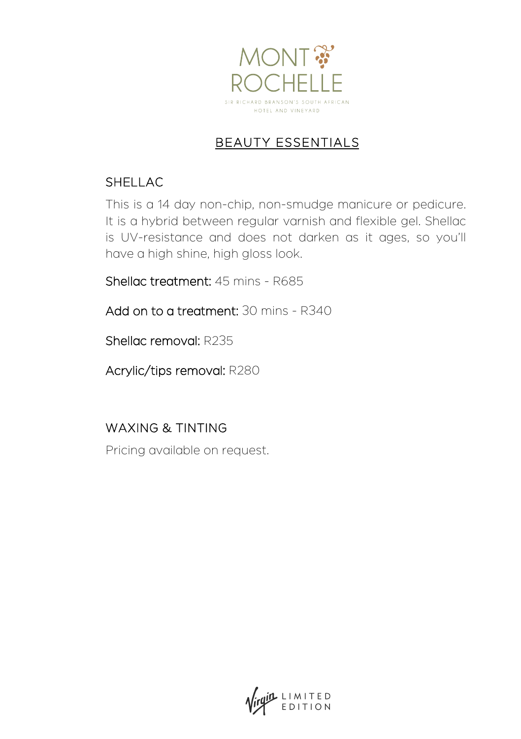# BEAUTY ESSENTIALS

## SHELLAC

This is a 14 day non-chip, non-smudge manicure or pedicure. It is a hybrid between regular varnish and flexible gel. Shellac is UV-resistance and does not darken as it ages, so you'll have a high shine, high gloss look.

**Shellac treatment:** 45 mins - R685

**Add on to a treatment:** 30 mins - R340

**Shellac removal:** R235

**Acrylic/tips removal:** R280

## WAXING & TINTING

Pricing available on request.